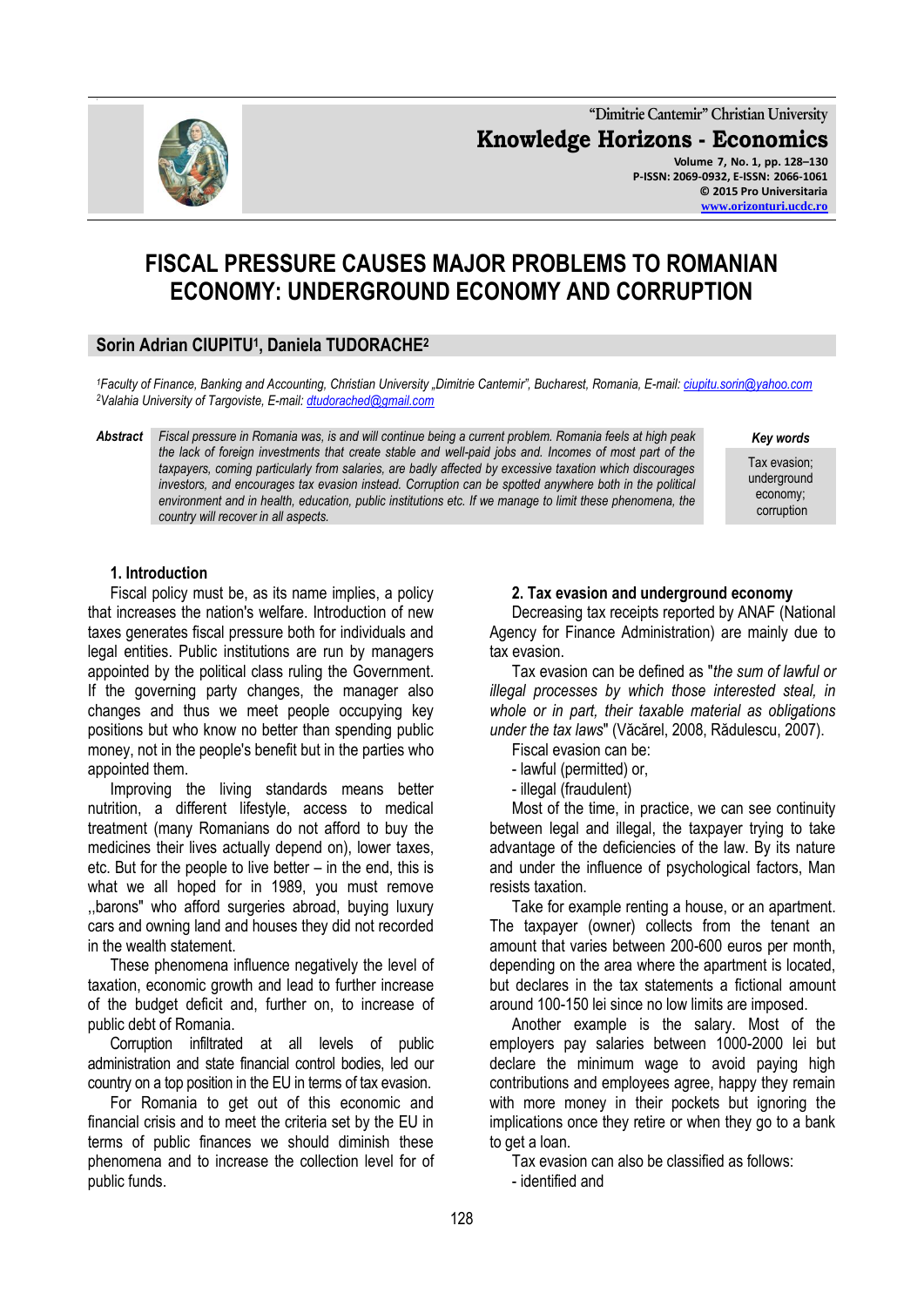# FISCAL PRESSURE CAUSES MAJOR PROBLEMS TO ROMANIAN ECONOMY: UNDERGROUND ECONOMY AND CORRUPTION

**Sorin Adrian CIUPITU[1], Daniela TUDORACHE[2]**

*[1]Faculty of Finance, Banking and Accounting, Christian University „Dimitrie Cantemir", Bucharest, Romania, E-mail: ciupitu.sorin@yahoo.com*
*[2]Valahia University of Targoviste, E-mail: dtudorached@gmail.com*

**Abstract** *Fiscal pressure in Romania was, is and will continue being a current problem. Romania feels at high peak the lack of foreign investments that create stable and well-paid jobs and. Incomes of most part of the taxpayers, coming particularly from salaries, are badly affected by excessive taxation which discourages investors, and encourages tax evasion instead. Corruption can be spotted anywhere both in the political environment and in health, education, public institutions etc. If we manage to limit these phenomena, the country will recover in all aspects.*

***Key words***
Tax evasion; underground economy; corruption

## 1. Introduction

Fiscal policy must be, as its name implies, a policy that increases the nation's welfare. Introduction of new taxes generates fiscal pressure both for individuals and legal entities. Public institutions are run by managers appointed by the political class ruling the Government. If the governing party changes, the manager also changes and thus we meet people occupying key positions but who know no better than spending public money, not in the people's benefit but in the parties who appointed them.

Improving the living standards means better nutrition, a different lifestyle, access to medical treatment (many Romanians do not afford to buy the medicines their lives actually depend on), lower taxes, etc. But for the people to live better – in the end, this is what we all hoped for in 1989, you must remove ,,barons" who afford surgeries abroad, buying luxury cars and owning land and houses they did not recorded in the wealth statement.

These phenomena influence negatively the level of taxation, economic growth and lead to further increase of the budget deficit and, further on, to increase of public debt of Romania.

Corruption infiltrated at all levels of public administration and state financial control bodies, led our country on a top position in the EU in terms of tax evasion.

For Romania to get out of this economic and financial crisis and to meet the criteria set by the EU in terms of public finances we should diminish these phenomena and to increase the collection level for of public funds.

## 2. Tax evasion and underground economy

Decreasing tax receipts reported by ANAF (National Agency for Finance Administration) are mainly due to tax evasion.

Tax evasion can be defined as "*the sum of lawful or illegal processes by which those interested steal, in whole or in part, their taxable material as obligations under the tax laws*" (Văcărel, 2008, Rădulescu, 2007).

Fiscal evasion can be:

- lawful (permitted) or,
- illegal (fraudulent)

Most of the time, in practice, we can see continuity between legal and illegal, the taxpayer trying to take advantage of the deficiencies of the law. By its nature and under the influence of psychological factors, Man resists taxation.

Take for example renting a house, or an apartment. The taxpayer (owner) collects from the tenant an amount that varies between 200-600 euros per month, depending on the area where the apartment is located, but declares in the tax statements a fictional amount around 100-150 lei since no low limits are imposed.

Another example is the salary. Most of the employers pay salaries between 1000-2000 lei but declare the minimum wage to avoid paying high contributions and employees agree, happy they remain with more money in their pockets but ignoring the implications once they retire or when they go to a bank to get a loan.

Tax evasion can also be classified as follows:

- identified and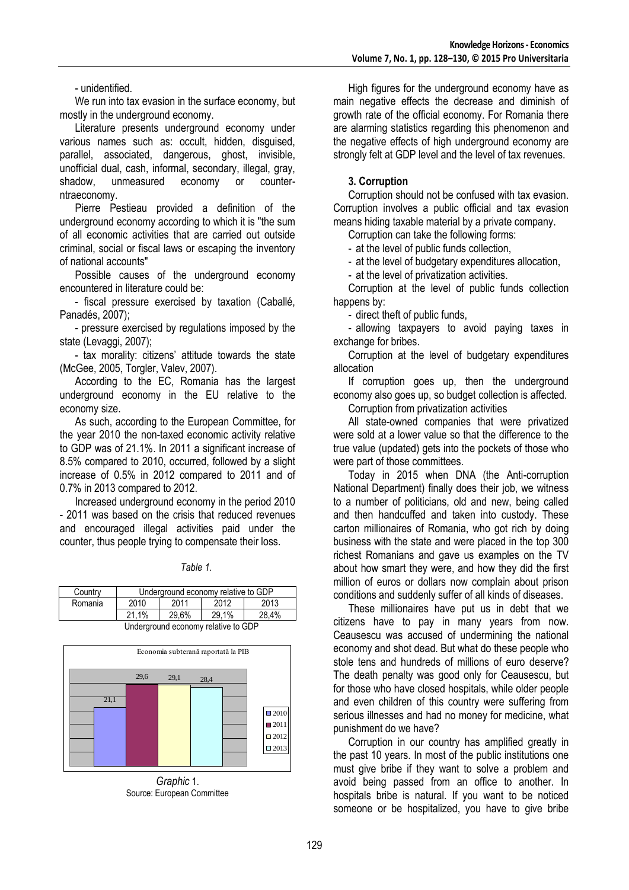- unidentified.

We run into tax evasion in the surface economy, but mostly in the underground economy.

Literature presents underground economy under various names such as: occult, hidden, disguised, parallel, associated, dangerous, ghost, invisible, unofficial dual, cash, informal, secondary, illegal, gray, shadow, unmeasured economy or counter-ntraeconomy.

Pierre Pestieau provided a definition of the underground economy according to which it is "the sum of all economic activities that are carried out outside criminal, social or fiscal laws or escaping the inventory of national accounts"

Possible causes of the underground economy encountered in literature could be:

- fiscal pressure exercised by taxation (Caballé, Panadés, 2007);
- pressure exercised by regulations imposed by the state (Levaggi, 2007);
- tax morality: citizens' attitude towards the state (McGee, 2005, Torgler, Valev, 2007).

According to the EC, Romania has the largest underground economy in the EU relative to the economy size.

As such, according to the European Committee, for the year 2010 the non-taxed economic activity relative to GDP was of 21.1%. In 2011 a significant increase of 8.5% compared to 2010, occurred, followed by a slight increase of 0.5% in 2012 compared to 2011 and of 0.7% in 2013 compared to 2012.

Increased underground economy in the period 2010 - 2011 was based on the crisis that reduced revenues and encouraged illegal activities paid under the counter, thus people trying to compensate their loss.

*Table 1.*

| Country | Underground economy relative to GDP | | | |
|---|---|---|---|---|
| Romania | 2010 | 2011 | 2012 | 2013 |
| | 21,1% | 29,6% | 29,1% | 28,4% |

Underground economy relative to GDP

*Graphic* 1.
Source: European Committee

High figures for the underground economy have as main negative effects the decrease and diminish of growth rate of the official economy. For Romania there are alarming statistics regarding this phenomenon and the negative effects of high underground economy are strongly felt at GDP level and the level of tax revenues.

## 3. Corruption

Corruption should not be confused with tax evasion. Corruption involves a public official and tax evasion means hiding taxable material by a private company.

Corruption can take the following forms:

- at the level of public funds collection,
- at the level of budgetary expenditures allocation,
- at the level of privatization activities.

Corruption at the level of public funds collection happens by:

- direct theft of public funds,
- allowing taxpayers to avoid paying taxes in exchange for bribes.

Corruption at the level of budgetary expenditures allocation

If corruption goes up, then the underground economy also goes up, so budget collection is affected.

Corruption from privatization activities

All state-owned companies that were privatized were sold at a lower value so that the difference to the true value (updated) gets into the pockets of those who were part of those committees.

Today in 2015 when DNA (the Anti-corruption National Department) finally does their job, we witness to a number of politicians, old and new, being called and then handcuffed and taken into custody. These carton millionaires of Romania, who got rich by doing business with the state and were placed in the top 300 richest Romanians and gave us examples on the TV about how smart they were, and how they did the first million of euros or dollars now complain about prison conditions and suddenly suffer of all kinds of diseases.

These millionaires have put us in debt that we citizens have to pay in many years from now. Ceausescu was accused of undermining the national economy and shot dead. But what do these people who stole tens and hundreds of millions of euro deserve? The death penalty was good only for Ceausescu, but for those who have closed hospitals, while older people and even children of this country were suffering from serious illnesses and had no money for medicine, what punishment do we have?

Corruption in our country has amplified greatly in the past 10 years. In most of the public institutions one must give bribe if they want to solve a problem and avoid being passed from an office to another. In hospitals bribe is natural. If you want to be noticed someone or be hospitalized, you have to give bribe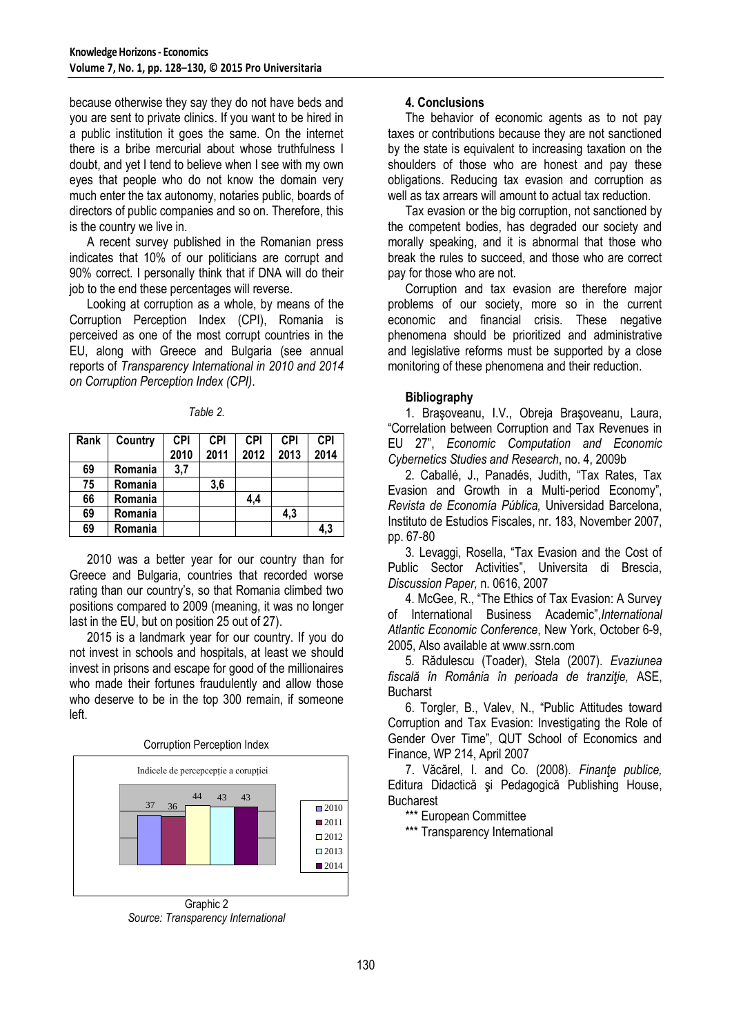because otherwise they say they do not have beds and you are sent to private clinics. If you want to be hired in a public institution it goes the same. On the internet there is a bribe mercurial about whose truthfulness I doubt, and yet I tend to believe when I see with my own eyes that people who do not know the domain very much enter the tax autonomy, notaries public, boards of directors of public companies and so on. Therefore, this is the country we live in.

A recent survey published in the Romanian press indicates that 10% of our politicians are corrupt and 90% correct. I personally think that if DNA will do their job to the end these percentages will reverse.

Looking at corruption as a whole, by means of the Corruption Perception Index (CPI), Romania is perceived as one of the most corrupt countries in the EU, along with Greece and Bulgaria (see annual reports of *Transparency International in 2010 and 2014 on Corruption Perception Index (CPI)*.

*Table 2.*

| Rank | Country | CPI 2010 | CPI 2011 | CPI 2012 | CPI 2013 | CPI 2014 |
|---|---|---|---|---|---|---|
| 69 | Romania | 3,7 | | | | |
| 75 | Romania | | 3,6 | | | |
| 66 | Romania | | | 4,4 | | |
| 69 | Romania | | | | 4,3 | |
| 69 | Romania | | | | | 4,3 |

2010 was a better year for our country than for Greece and Bulgaria, countries that recorded worse rating than our country's, so that Romania climbed two positions compared to 2009 (meaning, it was no longer last in the EU, but on position 25 out of 27).

2015 is a landmark year for our country. If you do not invest in schools and hospitals, at least we should invest in prisons and escape for good of the millionaires who made their fortunes fraudulently and allow those who deserve to be in the top 300 remain, if someone left.

Corruption Perception Index

Indicele de percepcție a corupției

37 36 44 43 43

2010
2011
2012
2013
2014

Graphic 2

*Source: Transparency International*

## 4. Conclusions

The behavior of economic agents as to not pay taxes or contributions because they are not sanctioned by the state is equivalent to increasing taxation on the shoulders of those who are honest and pay these obligations. Reducing tax evasion and corruption as well as tax arrears will amount to actual tax reduction.

Tax evasion or the big corruption, not sanctioned by the competent bodies, has degraded our society and morally speaking, and it is abnormal that those who break the rules to succeed, and those who are correct pay for those who are not.

Corruption and tax evasion are therefore major problems of our society, more so in the current economic and financial crisis. These negative phenomena should be prioritized and administrative and legislative reforms must be supported by a close monitoring of these phenomena and their reduction.

## Bibliography

1. Braşoveanu, I.V., Obreja Braşoveanu, Laura, "Correlation between Corruption and Tax Revenues in EU 27", *Economic Computation and Economic Cybernetics Studies and Research*, no. 4, 2009b

2. Caballé, J., Panadés, Judith, "Tax Rates, Tax Evasion and Growth in a Multi-period Economy", *Revista de Economía Pública,* Universidad Barcelona, Instituto de Estudios Fiscales, nr. 183, November 2007, pp. 67-80

3. Levaggi, Rosella, "Tax Evasion and the Cost of Public Sector Activities", Universita di Brescia, *Discussion Paper,* n. 0616, 2007

4. McGee, R., "The Ethics of Tax Evasion: A Survey of International Business Academic",*International Atlantic Economic Conference*, New York, October 6-9, 2005, Also available at www.ssrn.com

5. Rădulescu (Toader), Stela (2007). *Evaziunea fiscală în România în perioada de tranziţie,* ASE, Bucharst

6. Torgler, B., Valev, N., "Public Attitudes toward Corruption and Tax Evasion: Investigating the Role of Gender Over Time", QUT School of Economics and Finance, WP 214, April 2007

7. Văcărel, I. and Co. (2008). *Finanţe publice,* Editura Didactică şi Pedagogică Publishing House, Bucharest

*** European Committee

*** Transparency International